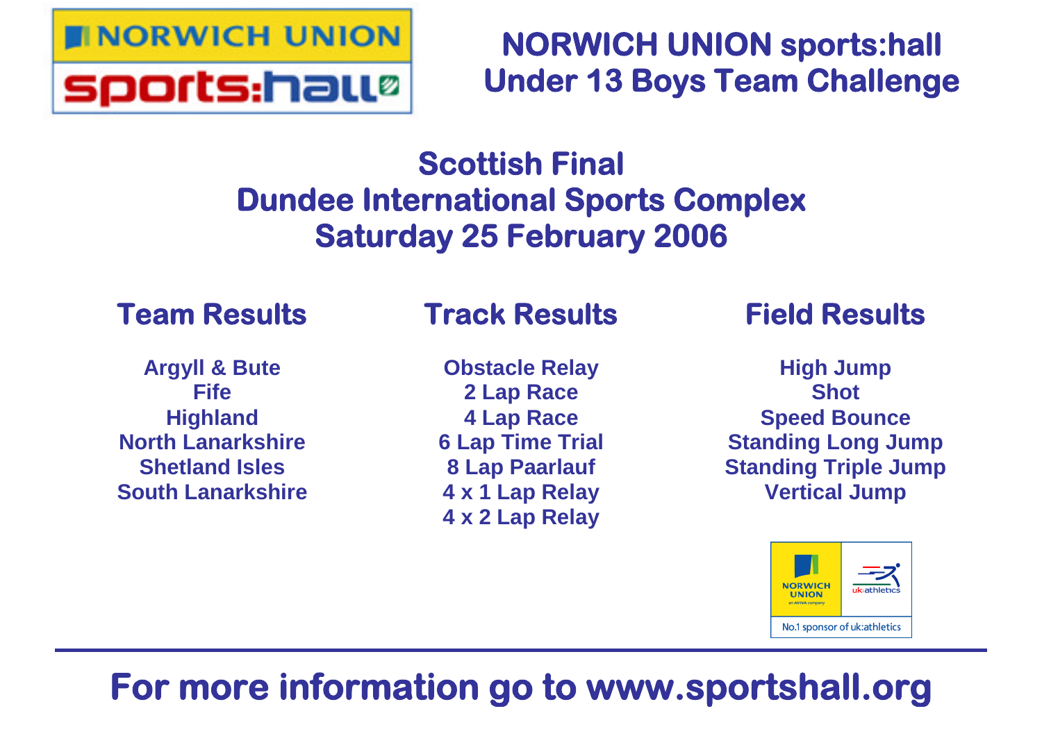# NORWICH UNION sports:hall
# Under 13 Boys Team Challenge

## Scottish Final
## Dundee International Sports Complex
## Saturday 25 February 2006

### Team Results

Argyll & Bute
Fife
Highland
North Lanarkshire
Shetland Isles
South Lanarkshire

### Track Results

Obstacle Relay
2 Lap Race
4 Lap Race
6 Lap Time Trial
8 Lap Paarlauf
4 x 1 Lap Relay
4 x 2 Lap Relay

### Field Results

High Jump
Shot
Speed Bounce
Standing Long Jump
Standing Triple Jump
Vertical Jump

NORWICH UNION an AVIVA company | uk:athletics

No.1 sponsor of uk:athletics

---

**For more information go to www.sportshall.org**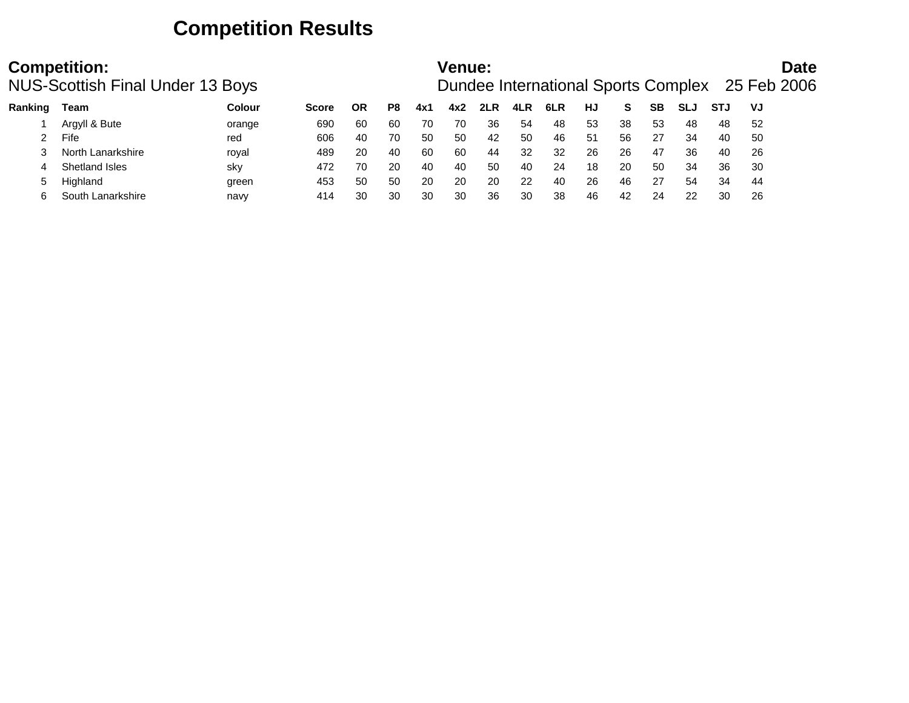# Competition Results

| **Competition:** | **Venue:** | **Date** |
|---|---|---|
| NUS-Scottish Final Under 13 Boys | Dundee International Sports Complex | 25 Feb 2006 |

| Ranking | Team | Colour | Score | OR | P8 | 4x1 | 4x2 | 2LR | 4LR | 6LR | HJ | S | SB | SLJ | STJ | VJ |
|---|---|---|---|---|---|---|---|---|---|---|---|---|---|---|---|---|
| 1 | Argyll & Bute | orange | 690 | 60 | 60 | 70 | 70 | 36 | 54 | 48 | 53 | 38 | 53 | 48 | 48 | 52 |
| 2 | Fife | red | 606 | 40 | 70 | 50 | 50 | 42 | 50 | 46 | 51 | 56 | 27 | 34 | 40 | 50 |
| 3 | North Lanarkshire | royal | 489 | 20 | 40 | 60 | 60 | 44 | 32 | 32 | 26 | 26 | 47 | 36 | 40 | 26 |
| 4 | Shetland Isles | sky | 472 | 70 | 20 | 40 | 40 | 50 | 40 | 24 | 18 | 20 | 50 | 34 | 36 | 30 |
| 5 | Highland | green | 453 | 50 | 50 | 20 | 20 | 20 | 22 | 40 | 26 | 46 | 27 | 54 | 34 | 44 |
| 6 | South Lanarkshire | navy | 414 | 30 | 30 | 30 | 30 | 36 | 30 | 38 | 46 | 42 | 24 | 22 | 30 | 26 |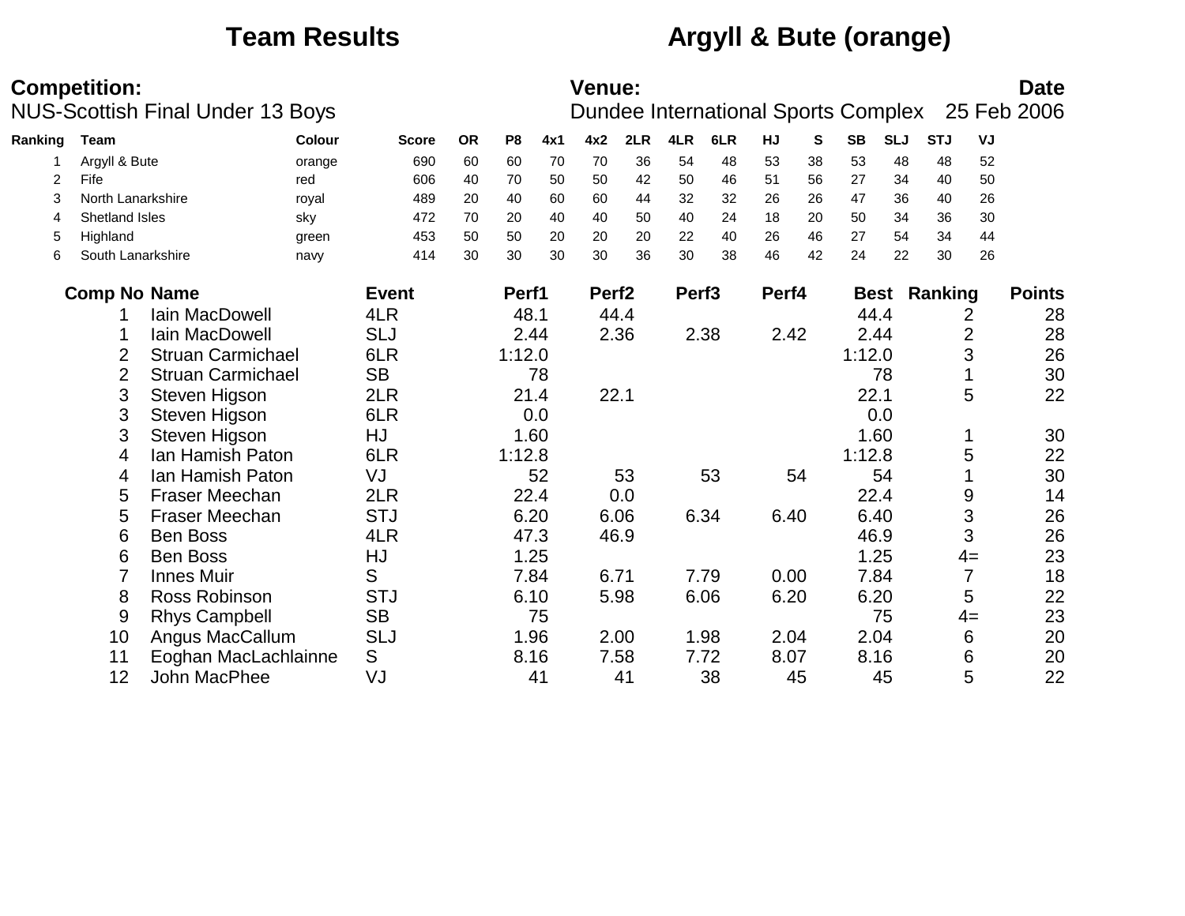# Team Results — Argyll & Bute (orange)

**Competition:**
NUS-Scottish Final Under 13 Boys

**Venue:**
Dundee International Sports Complex

**Date**
25 Feb 2006

| Ranking | Team | Colour | Score | OR | P8 | 4x1 | 4x2 | 2LR | 4LR | 6LR | HJ | S | SB | SLJ | STJ | VJ |
|---|---|---|---|---|---|---|---|---|---|---|---|---|---|---|---|---|
| 1 | Argyll & Bute | orange | 690 | 60 | 60 | 70 | 70 | 36 | 54 | 48 | 53 | 38 | 53 | 48 | 48 | 52 |
| 2 | Fife | red | 606 | 40 | 70 | 50 | 50 | 42 | 50 | 46 | 51 | 56 | 27 | 34 | 40 | 50 |
| 3 | North Lanarkshire | royal | 489 | 20 | 40 | 60 | 60 | 44 | 32 | 32 | 26 | 26 | 47 | 36 | 40 | 26 |
| 4 | Shetland Isles | sky | 472 | 70 | 20 | 40 | 40 | 50 | 40 | 24 | 18 | 20 | 50 | 34 | 36 | 30 |
| 5 | Highland | green | 453 | 50 | 50 | 20 | 20 | 20 | 22 | 40 | 26 | 46 | 27 | 54 | 34 | 44 |
| 6 | South Lanarkshire | navy | 414 | 30 | 30 | 30 | 30 | 36 | 30 | 38 | 46 | 42 | 24 | 22 | 30 | 26 |

| Comp No | Name | Event | Perf1 | Perf2 | Perf3 | Perf4 | Best | Ranking | Points |
|---|---|---|---|---|---|---|---|---|---|
| 1 | Iain MacDowell | 4LR | 48.1 | 44.4 | | | 44.4 | 2 | 28 |
| 1 | Iain MacDowell | SLJ | 2.44 | 2.36 | 2.38 | 2.42 | 2.44 | 2 | 28 |
| 2 | Struan Carmichael | 6LR | 1:12.0 | | | | 1:12.0 | 3 | 26 |
| 2 | Struan Carmichael | SB | 78 | | | | 78 | 1 | 30 |
| 3 | Steven Higson | 2LR | 21.4 | 22.1 | | | 22.1 | 5 | 22 |
| 3 | Steven Higson | 6LR | 0.0 | | | | 0.0 | | |
| 3 | Steven Higson | HJ | 1.60 | | | | 1.60 | 1 | 30 |
| 4 | Ian Hamish Paton | 6LR | 1:12.8 | | | | 1:12.8 | 5 | 22 |
| 4 | Ian Hamish Paton | VJ | 52 | 53 | 53 | 54 | 54 | 1 | 30 |
| 5 | Fraser Meechan | 2LR | 22.4 | 0.0 | | | 22.4 | 9 | 14 |
| 5 | Fraser Meechan | STJ | 6.20 | 6.06 | 6.34 | 6.40 | 6.40 | 3 | 26 |
| 6 | Ben Boss | 4LR | 47.3 | 46.9 | | | 46.9 | 3 | 26 |
| 6 | Ben Boss | HJ | 1.25 | | | | 1.25 | 4= | 23 |
| 7 | Innes Muir | S | 7.84 | 6.71 | 7.79 | 0.00 | 7.84 | 7 | 18 |
| 8 | Ross Robinson | STJ | 6.10 | 5.98 | 6.06 | 6.20 | 6.20 | 5 | 22 |
| 9 | Rhys Campbell | SB | 75 | | | | 75 | 4= | 23 |
| 10 | Angus MacCallum | SLJ | 1.96 | 2.00 | 1.98 | 2.04 | 2.04 | 6 | 20 |
| 11 | Eoghan MacLachlainne | S | 8.16 | 7.58 | 7.72 | 8.07 | 8.16 | 6 | 20 |
| 12 | John MacPhee | VJ | 41 | 41 | 38 | 45 | 45 | 5 | 22 |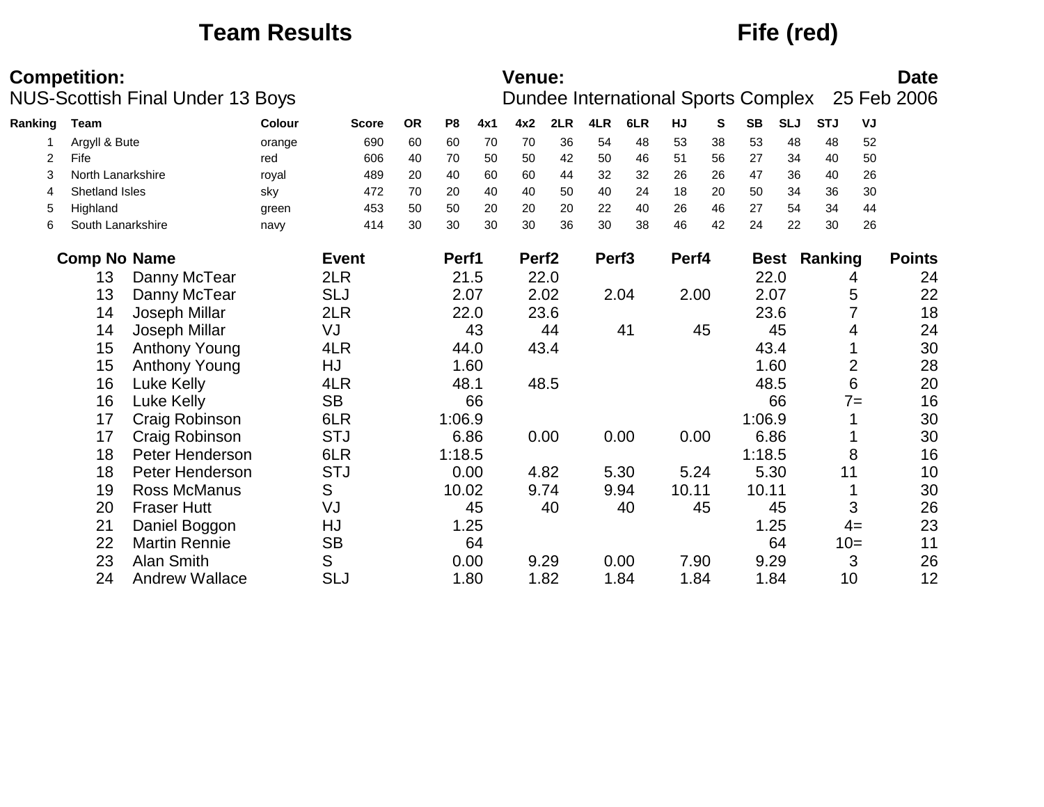# Team Results

# Fife (red)

**Competition:**
NUS-Scottish Final Under 13 Boys

**Venue:**
Dundee International Sports Complex

**Date**
25 Feb 2006

| Ranking | Team | Colour | Score | OR | P8 | 4x1 | 4x2 | 2LR | 4LR | 6LR | HJ | S | SB | SLJ | STJ | VJ |
|---|---|---|---|---|---|---|---|---|---|---|---|---|---|---|---|---|
| 1 | Argyll & Bute | orange | 690 | 60 | 60 | 70 | 70 | 36 | 54 | 48 | 53 | 38 | 53 | 48 | 48 | 52 |
| 2 | Fife | red | 606 | 40 | 70 | 50 | 50 | 42 | 50 | 46 | 51 | 56 | 27 | 34 | 40 | 50 |
| 3 | North Lanarkshire | royal | 489 | 20 | 40 | 60 | 60 | 44 | 32 | 32 | 26 | 26 | 47 | 36 | 40 | 26 |
| 4 | Shetland Isles | sky | 472 | 70 | 20 | 40 | 40 | 50 | 40 | 24 | 18 | 20 | 50 | 34 | 36 | 30 |
| 5 | Highland | green | 453 | 50 | 50 | 20 | 20 | 20 | 22 | 40 | 26 | 46 | 27 | 54 | 34 | 44 |
| 6 | South Lanarkshire | navy | 414 | 30 | 30 | 30 | 30 | 36 | 30 | 38 | 46 | 42 | 24 | 22 | 30 | 26 |

| Comp No | Name | Event | Perf1 | Perf2 | Perf3 | Perf4 | Best | Ranking | Points |
|---|---|---|---|---|---|---|---|---|---|
| 13 | Danny McTear | 2LR | 21.5 | 22.0 | | | 22.0 | 4 | 24 |
| 13 | Danny McTear | SLJ | 2.07 | 2.02 | 2.04 | 2.00 | 2.07 | 5 | 22 |
| 14 | Joseph Millar | 2LR | 22.0 | 23.6 | | | 23.6 | 7 | 18 |
| 14 | Joseph Millar | VJ | 43 | 44 | 41 | 45 | 45 | 4 | 24 |
| 15 | Anthony Young | 4LR | 44.0 | 43.4 | | | 43.4 | 1 | 30 |
| 15 | Anthony Young | HJ | 1.60 | | | | 1.60 | 2 | 28 |
| 16 | Luke Kelly | 4LR | 48.1 | 48.5 | | | 48.5 | 6 | 20 |
| 16 | Luke Kelly | SB | 66 | | | | 66 | 7= | 16 |
| 17 | Craig Robinson | 6LR | 1:06.9 | | | | 1:06.9 | 1 | 30 |
| 17 | Craig Robinson | STJ | 6.86 | 0.00 | 0.00 | 0.00 | 6.86 | 1 | 30 |
| 18 | Peter Henderson | 6LR | 1:18.5 | | | | 1:18.5 | 8 | 16 |
| 18 | Peter Henderson | STJ | 0.00 | 4.82 | 5.30 | 5.24 | 5.30 | 11 | 10 |
| 19 | Ross McManus | S | 10.02 | 9.74 | 9.94 | 10.11 | 10.11 | 1 | 30 |
| 20 | Fraser Hutt | VJ | 45 | 40 | 40 | 45 | 45 | 3 | 26 |
| 21 | Daniel Boggon | HJ | 1.25 | | | | 1.25 | 4= | 23 |
| 22 | Martin Rennie | SB | 64 | | | | 64 | 10= | 11 |
| 23 | Alan Smith | S | 0.00 | 9.29 | 0.00 | 7.90 | 9.29 | 3 | 26 |
| 24 | Andrew Wallace | SLJ | 1.80 | 1.82 | 1.84 | 1.84 | 1.84 | 10 | 12 |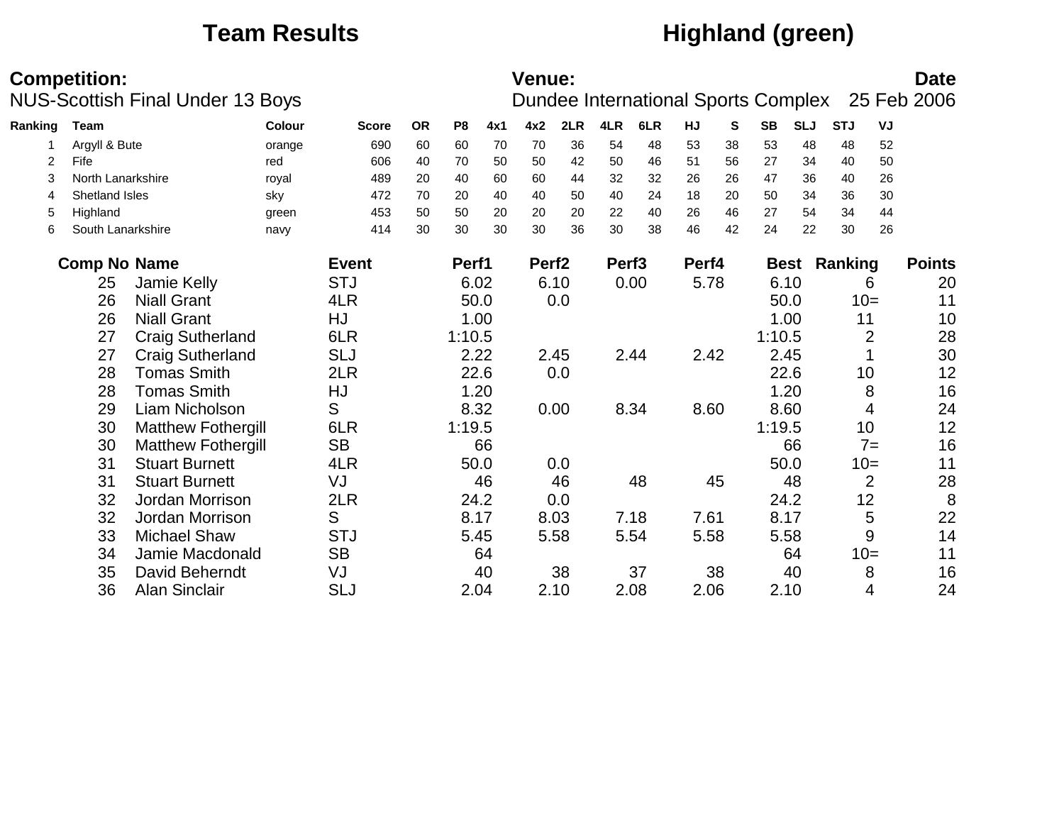# Team Results — Highland (green)

**Competition:** NUS-Scottish Final Under 13 Boys

**Venue:** Dundee International Sports Complex

**Date:** 25 Feb 2006

| Ranking | Team | Colour | Score | OR | P8 | 4x1 | 4x2 | 2LR | 4LR | 6LR | HJ | S | SB | SLJ | STJ | VJ |
|---|---|---|---|---|---|---|---|---|---|---|---|---|---|---|---|---|
| 1 | Argyll & Bute | orange | 690 | 60 | 60 | 70 | 70 | 36 | 54 | 48 | 53 | 38 | 53 | 48 | 48 | 52 |
| 2 | Fife | red | 606 | 40 | 70 | 50 | 50 | 42 | 50 | 46 | 51 | 56 | 27 | 34 | 40 | 50 |
| 3 | North Lanarkshire | royal | 489 | 20 | 40 | 60 | 60 | 44 | 32 | 32 | 26 | 26 | 47 | 36 | 40 | 26 |
| 4 | Shetland Isles | sky | 472 | 70 | 20 | 40 | 40 | 50 | 40 | 24 | 18 | 20 | 50 | 34 | 36 | 30 |
| 5 | Highland | green | 453 | 50 | 50 | 20 | 20 | 20 | 22 | 40 | 26 | 46 | 27 | 54 | 34 | 44 |
| 6 | South Lanarkshire | navy | 414 | 30 | 30 | 30 | 30 | 36 | 30 | 38 | 46 | 42 | 24 | 22 | 30 | 26 |

| Comp No | Name | Event | Perf1 | Perf2 | Perf3 | Perf4 | Best | Ranking | Points |
|---|---|---|---|---|---|---|---|---|---|
| 25 | Jamie Kelly | STJ | 6.02 | 6.10 | 0.00 | 5.78 | 6.10 | 6 | 20 |
| 26 | Niall Grant | 4LR | 50.0 | 0.0 | | | 50.0 | 10= | 11 |
| 26 | Niall Grant | HJ | 1.00 | | | | 1.00 | 11 | 10 |
| 27 | Craig Sutherland | 6LR | 1:10.5 | | | | 1:10.5 | 2 | 28 |
| 27 | Craig Sutherland | SLJ | 2.22 | 2.45 | 2.44 | 2.42 | 2.45 | 1 | 30 |
| 28 | Tomas Smith | 2LR | 22.6 | 0.0 | | | 22.6 | 10 | 12 |
| 28 | Tomas Smith | HJ | 1.20 | | | | 1.20 | 8 | 16 |
| 29 | Liam Nicholson | S | 8.32 | 0.00 | 8.34 | 8.60 | 8.60 | 4 | 24 |
| 30 | Matthew Fothergill | 6LR | 1:19.5 | | | | 1:19.5 | 10 | 12 |
| 30 | Matthew Fothergill | SB | 66 | | | | 66 | 7= | 16 |
| 31 | Stuart Burnett | 4LR | 50.0 | 0.0 | | | 50.0 | 10= | 11 |
| 31 | Stuart Burnett | VJ | 46 | 46 | 48 | 45 | 48 | 2 | 28 |
| 32 | Jordan Morrison | 2LR | 24.2 | 0.0 | | | 24.2 | 12 | 8 |
| 32 | Jordan Morrison | S | 8.17 | 8.03 | 7.18 | 7.61 | 8.17 | 5 | 22 |
| 33 | Michael Shaw | STJ | 5.45 | 5.58 | 5.54 | 5.58 | 5.58 | 9 | 14 |
| 34 | Jamie Macdonald | SB | 64 | | | | 64 | 10= | 11 |
| 35 | David Beherndt | VJ | 40 | 38 | 37 | 38 | 40 | 8 | 16 |
| 36 | Alan Sinclair | SLJ | 2.04 | 2.10 | 2.08 | 2.06 | 2.10 | 4 | 24 |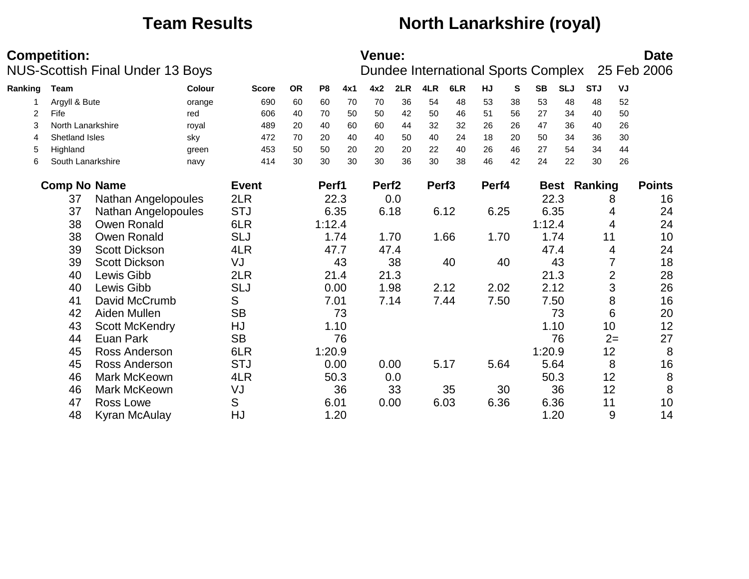# Team Results — North Lanarkshire (royal)

**Competition:**
NUS-Scottish Final Under 13 Boys

**Venue:**
Dundee International Sports Complex

**Date**
25 Feb 2006

| Ranking | Team | Colour | Score | OR | P8 | 4x1 | 4x2 | 2LR | 4LR | 6LR | HJ | S | SB | SLJ | STJ | VJ |
|---|---|---|---|---|---|---|---|---|---|---|---|---|---|---|---|---|
| 1 | Argyll & Bute | orange | 690 | 60 | 60 | 70 | 70 | 36 | 54 | 48 | 53 | 38 | 53 | 48 | 48 | 52 |
| 2 | Fife | red | 606 | 40 | 70 | 50 | 50 | 42 | 50 | 46 | 51 | 56 | 27 | 34 | 40 | 50 |
| 3 | North Lanarkshire | royal | 489 | 20 | 40 | 60 | 60 | 44 | 32 | 32 | 26 | 26 | 47 | 36 | 40 | 26 |
| 4 | Shetland Isles | sky | 472 | 70 | 20 | 40 | 40 | 50 | 40 | 24 | 18 | 20 | 50 | 34 | 36 | 30 |
| 5 | Highland | green | 453 | 50 | 50 | 20 | 20 | 20 | 22 | 40 | 26 | 46 | 27 | 54 | 34 | 44 |
| 6 | South Lanarkshire | navy | 414 | 30 | 30 | 30 | 30 | 36 | 30 | 38 | 46 | 42 | 24 | 22 | 30 | 26 |

| Comp No | Name | Event | Perf1 | Perf2 | Perf3 | Perf4 | Best | Ranking | Points |
|---|---|---|---|---|---|---|---|---|---|
| 37 | Nathan Angelopoules | 2LR | 22.3 | 0.0 | | | 22.3 | 8 | 16 |
| 37 | Nathan Angelopoules | STJ | 6.35 | 6.18 | 6.12 | 6.25 | 6.35 | 4 | 24 |
| 38 | Owen Ronald | 6LR | 1:12.4 | | | | 1:12.4 | 4 | 24 |
| 38 | Owen Ronald | SLJ | 1.74 | 1.70 | 1.66 | 1.70 | 1.74 | 11 | 10 |
| 39 | Scott Dickson | 4LR | 47.7 | 47.4 | | | 47.4 | 4 | 24 |
| 39 | Scott Dickson | VJ | 43 | 38 | 40 | 40 | 43 | 7 | 18 |
| 40 | Lewis Gibb | 2LR | 21.4 | 21.3 | | | 21.3 | 2 | 28 |
| 40 | Lewis Gibb | SLJ | 0.00 | 1.98 | 2.12 | 2.02 | 2.12 | 3 | 26 |
| 41 | David McCrumb | S | 7.01 | 7.14 | 7.44 | 7.50 | 7.50 | 8 | 16 |
| 42 | Aiden Mullen | SB | 73 | | | | 73 | 6 | 20 |
| 43 | Scott McKendry | HJ | 1.10 | | | | 1.10 | 10 | 12 |
| 44 | Euan Park | SB | 76 | | | | 76 | 2= | 27 |
| 45 | Ross Anderson | 6LR | 1:20.9 | | | | 1:20.9 | 12 | 8 |
| 45 | Ross Anderson | STJ | 0.00 | 0.00 | 5.17 | 5.64 | 5.64 | 8 | 16 |
| 46 | Mark McKeown | 4LR | 50.3 | 0.0 | | | 50.3 | 12 | 8 |
| 46 | Mark McKeown | VJ | 36 | 33 | 35 | 30 | 36 | 12 | 8 |
| 47 | Ross Lowe | S | 6.01 | 0.00 | 6.03 | 6.36 | 6.36 | 11 | 10 |
| 48 | Kyran McAulay | HJ | 1.20 | | | | 1.20 | 9 | 14 |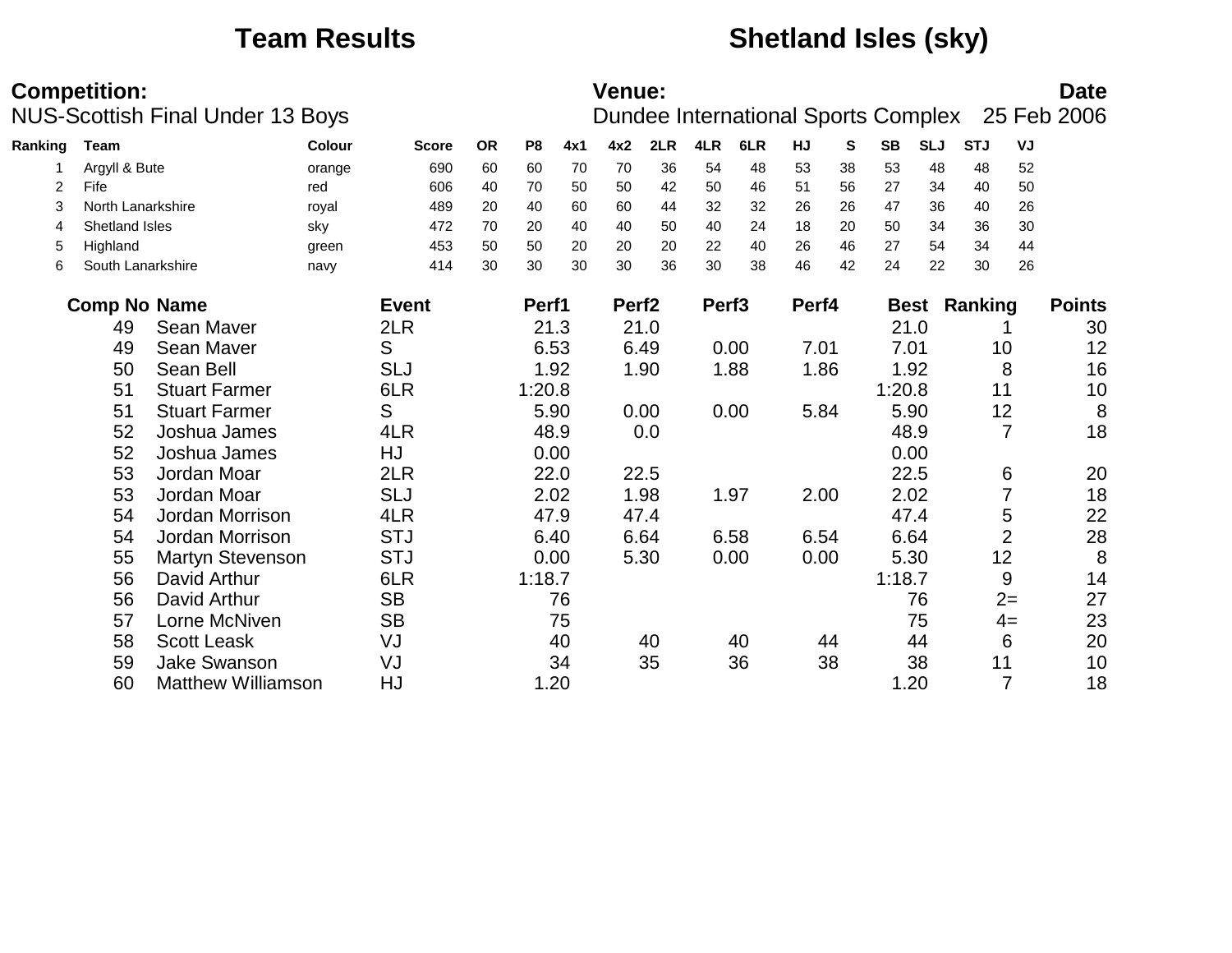# Team Results

# Shetland Isles (sky)

**Competition:**
NUS-Scottish Final Under 13 Boys

**Venue:**
Dundee International Sports Complex

**Date**
25 Feb 2006

| Ranking | Team | Colour | Score | OR | P8 | 4x1 | 4x2 | 2LR | 4LR | 6LR | HJ | S | SB | SLJ | STJ | VJ |
|---|---|---|---|---|---|---|---|---|---|---|---|---|---|---|---|---|
| 1 | Argyll & Bute | orange | 690 | 60 | 60 | 70 | 70 | 36 | 54 | 48 | 53 | 38 | 53 | 48 | 48 | 52 |
| 2 | Fife | red | 606 | 40 | 70 | 50 | 50 | 42 | 50 | 46 | 51 | 56 | 27 | 34 | 40 | 50 |
| 3 | North Lanarkshire | royal | 489 | 20 | 40 | 60 | 60 | 44 | 32 | 32 | 26 | 26 | 47 | 36 | 40 | 26 |
| 4 | Shetland Isles | sky | 472 | 70 | 20 | 40 | 40 | 50 | 40 | 24 | 18 | 20 | 50 | 34 | 36 | 30 |
| 5 | Highland | green | 453 | 50 | 50 | 20 | 20 | 20 | 22 | 40 | 26 | 46 | 27 | 54 | 34 | 44 |
| 6 | South Lanarkshire | navy | 414 | 30 | 30 | 30 | 30 | 36 | 30 | 38 | 46 | 42 | 24 | 22 | 30 | 26 |

| Comp No | Name | Event | Perf1 | Perf2 | Perf3 | Perf4 | Best | Ranking | Points |
|---|---|---|---|---|---|---|---|---|---|
| 49 | Sean Maver | 2LR | 21.3 | 21.0 | | | 21.0 | 1 | 30 |
| 49 | Sean Maver | S | 6.53 | 6.49 | 0.00 | 7.01 | 7.01 | 10 | 12 |
| 50 | Sean Bell | SLJ | 1.92 | 1.90 | 1.88 | 1.86 | 1.92 | 8 | 16 |
| 51 | Stuart Farmer | 6LR | 1:20.8 | | | | 1:20.8 | 11 | 10 |
| 51 | Stuart Farmer | S | 5.90 | 0.00 | 0.00 | 5.84 | 5.90 | 12 | 8 |
| 52 | Joshua James | 4LR | 48.9 | 0.0 | | | 48.9 | 7 | 18 |
| 52 | Joshua James | HJ | 0.00 | | | | 0.00 | | |
| 53 | Jordan Moar | 2LR | 22.0 | 22.5 | | | 22.5 | 6 | 20 |
| 53 | Jordan Moar | SLJ | 2.02 | 1.98 | 1.97 | 2.00 | 2.02 | 7 | 18 |
| 54 | Jordan Morrison | 4LR | 47.9 | 47.4 | | | 47.4 | 5 | 22 |
| 54 | Jordan Morrison | STJ | 6.40 | 6.64 | 6.58 | 6.54 | 6.64 | 2 | 28 |
| 55 | Martyn Stevenson | STJ | 0.00 | 5.30 | 0.00 | 0.00 | 5.30 | 12 | 8 |
| 56 | David Arthur | 6LR | 1:18.7 | | | | 1:18.7 | 9 | 14 |
| 56 | David Arthur | SB | 76 | | | | 76 | 2= | 27 |
| 57 | Lorne McNiven | SB | 75 | | | | 75 | 4= | 23 |
| 58 | Scott Leask | VJ | 40 | 40 | 40 | 44 | 44 | 6 | 20 |
| 59 | Jake Swanson | VJ | 34 | 35 | 36 | 38 | 38 | 11 | 10 |
| 60 | Matthew Williamson | HJ | 1.20 | | | | 1.20 | 7 | 18 |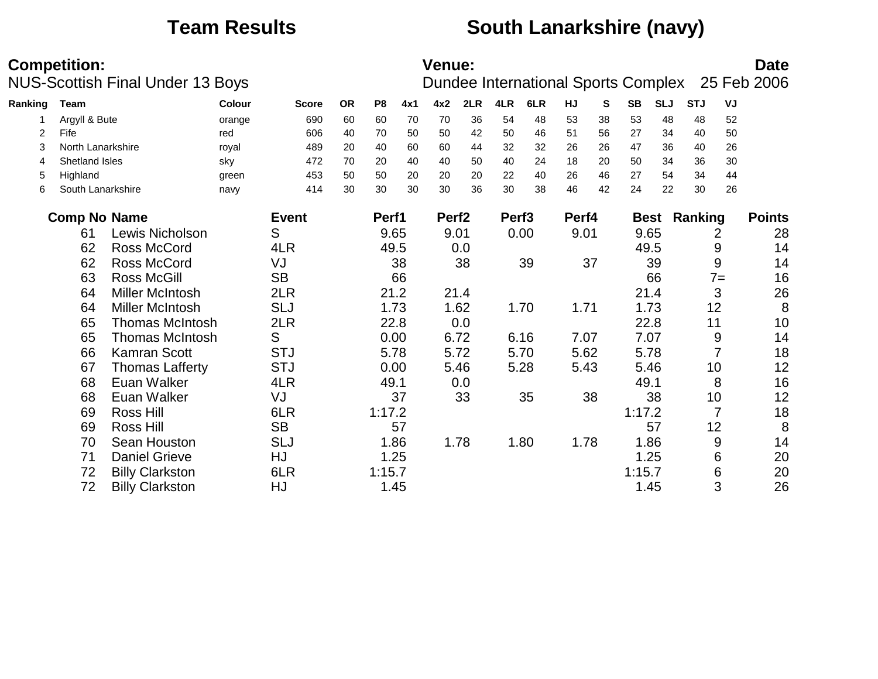# Team Results — South Lanarkshire (navy)

**Competition:**
NUS-Scottish Final Under 13 Boys

**Venue:**
Dundee International Sports Complex

**Date**
25 Feb 2006

| Ranking | Team | Colour | Score | OR | P8 | 4x1 | 4x2 | 2LR | 4LR | 6LR | HJ | S | SB | SLJ | STJ | VJ |
|---|---|---|---|---|---|---|---|---|---|---|---|---|---|---|---|---|
| 1 | Argyll & Bute | orange | 690 | 60 | 60 | 70 | 70 | 36 | 54 | 48 | 53 | 38 | 53 | 48 | 48 | 52 |
| 2 | Fife | red | 606 | 40 | 70 | 50 | 50 | 42 | 50 | 46 | 51 | 56 | 27 | 34 | 40 | 50 |
| 3 | North Lanarkshire | royal | 489 | 20 | 40 | 60 | 60 | 44 | 32 | 32 | 26 | 26 | 47 | 36 | 40 | 26 |
| 4 | Shetland Isles | sky | 472 | 70 | 20 | 40 | 40 | 50 | 40 | 24 | 18 | 20 | 50 | 34 | 36 | 30 |
| 5 | Highland | green | 453 | 50 | 50 | 20 | 20 | 20 | 22 | 40 | 26 | 46 | 27 | 54 | 34 | 44 |
| 6 | South Lanarkshire | navy | 414 | 30 | 30 | 30 | 30 | 36 | 30 | 38 | 46 | 42 | 24 | 22 | 30 | 26 |

| Comp No | Name | Event | Perf1 | Perf2 | Perf3 | Perf4 | Best | Ranking | Points |
|---|---|---|---|---|---|---|---|---|---|
| 61 | Lewis Nicholson | S | 9.65 | 9.01 | 0.00 | 9.01 | 9.65 | 2 | 28 |
| 62 | Ross McCord | 4LR | 49.5 | 0.0 | | | 49.5 | 9 | 14 |
| 62 | Ross McCord | VJ | 38 | 38 | 39 | 37 | 39 | 9 | 14 |
| 63 | Ross McGill | SB | 66 | | | | 66 | 7= | 16 |
| 64 | Miller McIntosh | 2LR | 21.2 | 21.4 | | | 21.4 | 3 | 26 |
| 64 | Miller McIntosh | SLJ | 1.73 | 1.62 | 1.70 | 1.71 | 1.73 | 12 | 8 |
| 65 | Thomas McIntosh | 2LR | 22.8 | 0.0 | | | 22.8 | 11 | 10 |
| 65 | Thomas McIntosh | S | 0.00 | 6.72 | 6.16 | 7.07 | 7.07 | 9 | 14 |
| 66 | Kamran Scott | STJ | 5.78 | 5.72 | 5.70 | 5.62 | 5.78 | 7 | 18 |
| 67 | Thomas Lafferty | STJ | 0.00 | 5.46 | 5.28 | 5.43 | 5.46 | 10 | 12 |
| 68 | Euan Walker | 4LR | 49.1 | 0.0 | | | 49.1 | 8 | 16 |
| 68 | Euan Walker | VJ | 37 | 33 | 35 | 38 | 38 | 10 | 12 |
| 69 | Ross Hill | 6LR | 1:17.2 | | | | 1:17.2 | 7 | 18 |
| 69 | Ross Hill | SB | 57 | | | | 57 | 12 | 8 |
| 70 | Sean Houston | SLJ | 1.86 | 1.78 | 1.80 | 1.78 | 1.86 | 9 | 14 |
| 71 | Daniel Grieve | HJ | 1.25 | | | | 1.25 | 6 | 20 |
| 72 | Billy Clarkston | 6LR | 1:15.7 | | | | 1:15.7 | 6 | 20 |
| 72 | Billy Clarkston | HJ | 1.45 | | | | 1.45 | 3 | 26 |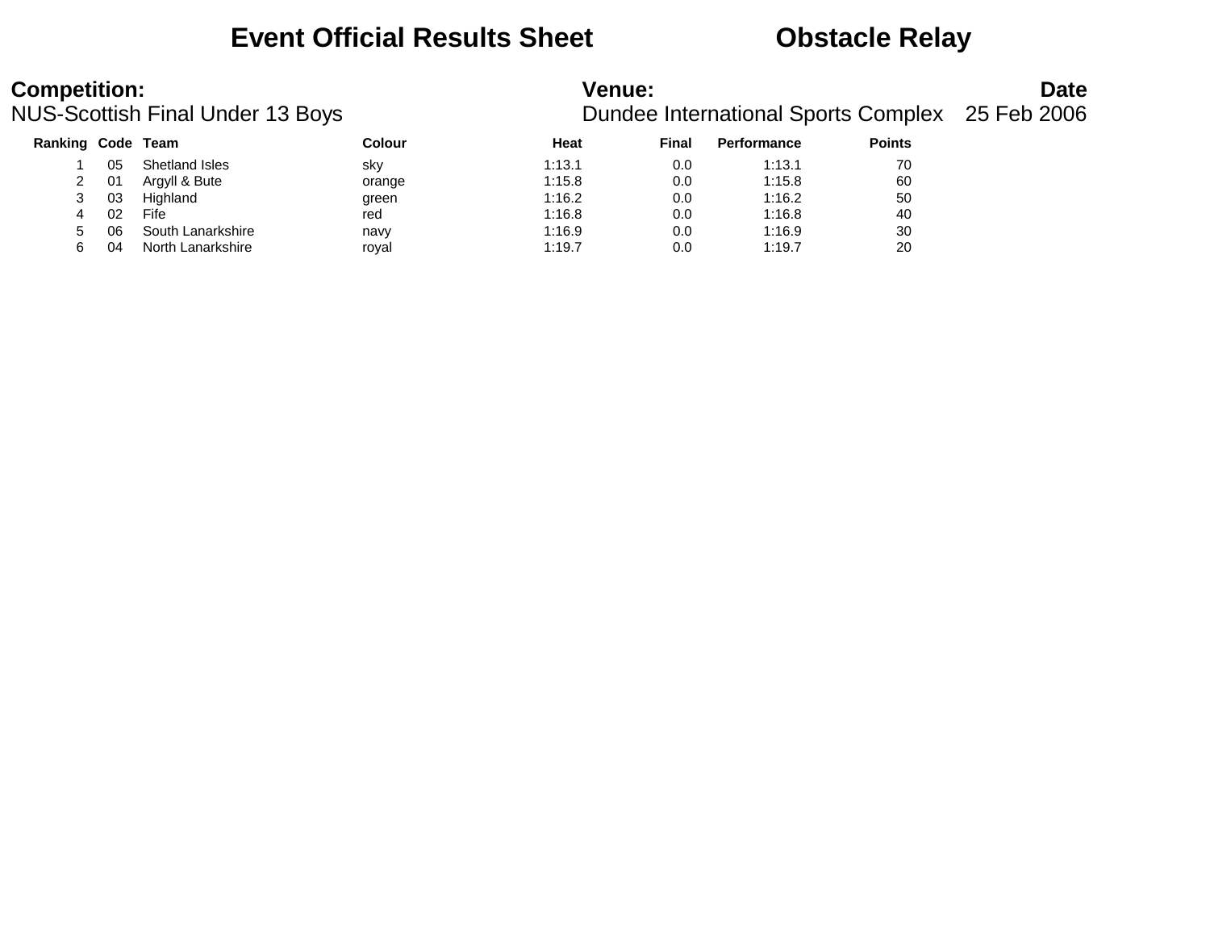# Event Official Results Sheet — Obstacle Relay

**Competition:**
NUS-Scottish Final Under 13 Boys

**Venue:**
Dundee International Sports Complex

**Date**
25 Feb 2006

| Ranking | Code | Team | Colour | Heat | Final | Performance | Points |
|---|---|---|---|---|---|---|---|
| 1 | 05 | Shetland Isles | sky | 1:13.1 | 0.0 | 1:13.1 | 70 |
| 2 | 01 | Argyll & Bute | orange | 1:15.8 | 0.0 | 1:15.8 | 60 |
| 3 | 03 | Highland | green | 1:16.2 | 0.0 | 1:16.2 | 50 |
| 4 | 02 | Fife | red | 1:16.8 | 0.0 | 1:16.8 | 40 |
| 5 | 06 | South Lanarkshire | navy | 1:16.9 | 0.0 | 1:16.9 | 30 |
| 6 | 04 | North Lanarkshire | royal | 1:19.7 | 0.0 | 1:19.7 | 20 |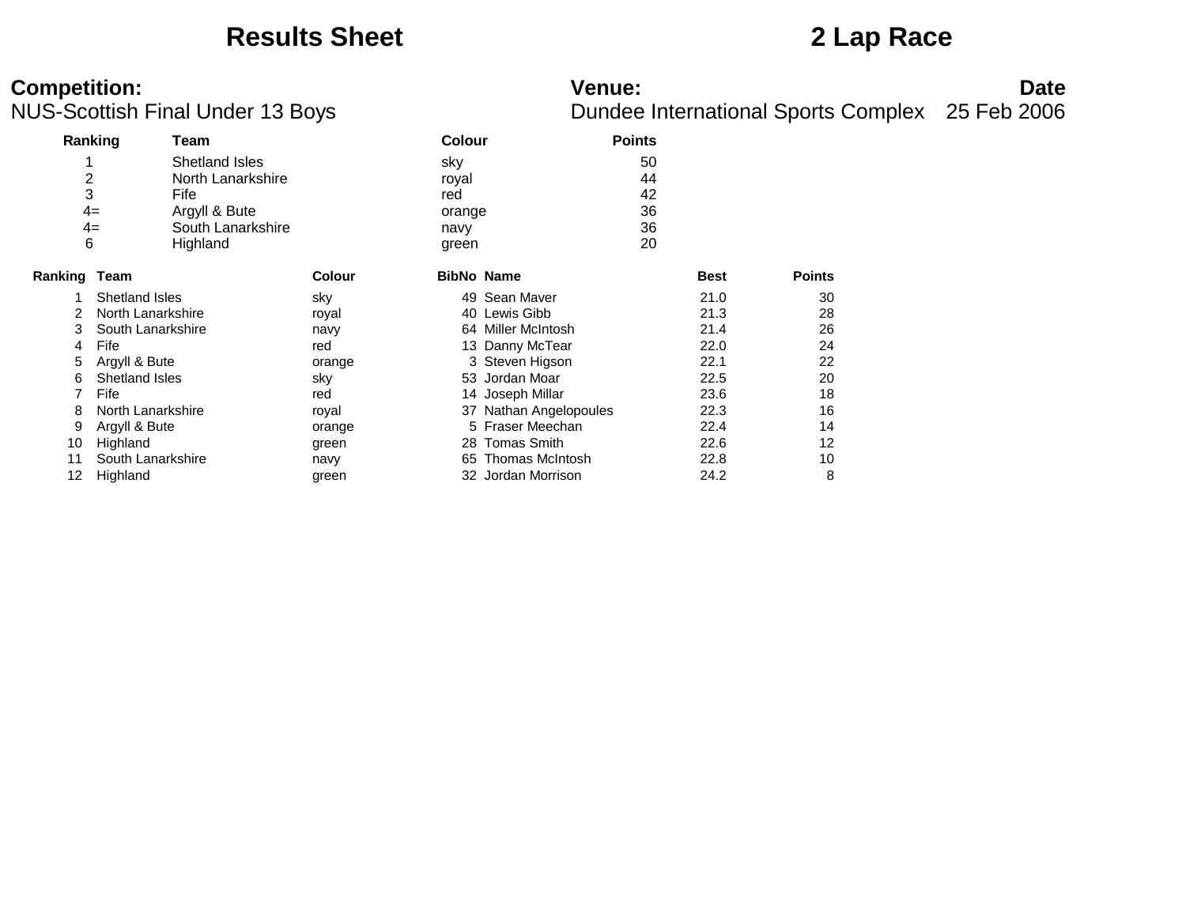# Results Sheet

# 2 Lap Race

**Competition:**
NUS-Scottish Final Under 13 Boys

**Venue:**
Dundee International Sports Complex

**Date**
25 Feb 2006

| Ranking | Team | Colour | Points |
|---|---|---|---|
| 1 | Shetland Isles | sky | 50 |
| 2 | North Lanarkshire | royal | 44 |
| 3 | Fife | red | 42 |
| 4= | Argyll & Bute | orange | 36 |
| 4= | South Lanarkshire | navy | 36 |
| 6 | Highland | green | 20 |

| Ranking | Team | Colour | BibNo | Name | Best | Points |
|---|---|---|---|---|---|---|
| 1 | Shetland Isles | sky | 49 | Sean Maver | 21.0 | 30 |
| 2 | North Lanarkshire | royal | 40 | Lewis Gibb | 21.3 | 28 |
| 3 | South Lanarkshire | navy | 64 | Miller McIntosh | 21.4 | 26 |
| 4 | Fife | red | 13 | Danny McTear | 22.0 | 24 |
| 5 | Argyll & Bute | orange | 3 | Steven Higson | 22.1 | 22 |
| 6 | Shetland Isles | sky | 53 | Jordan Moar | 22.5 | 20 |
| 7 | Fife | red | 14 | Joseph Millar | 23.6 | 18 |
| 8 | North Lanarkshire | royal | 37 | Nathan Angelopoules | 22.3 | 16 |
| 9 | Argyll & Bute | orange | 5 | Fraser Meechan | 22.4 | 14 |
| 10 | Highland | green | 28 | Tomas Smith | 22.6 | 12 |
| 11 | South Lanarkshire | navy | 65 | Thomas McIntosh | 22.8 | 10 |
| 12 | Highland | green | 32 | Jordan Morrison | 24.2 | 8 |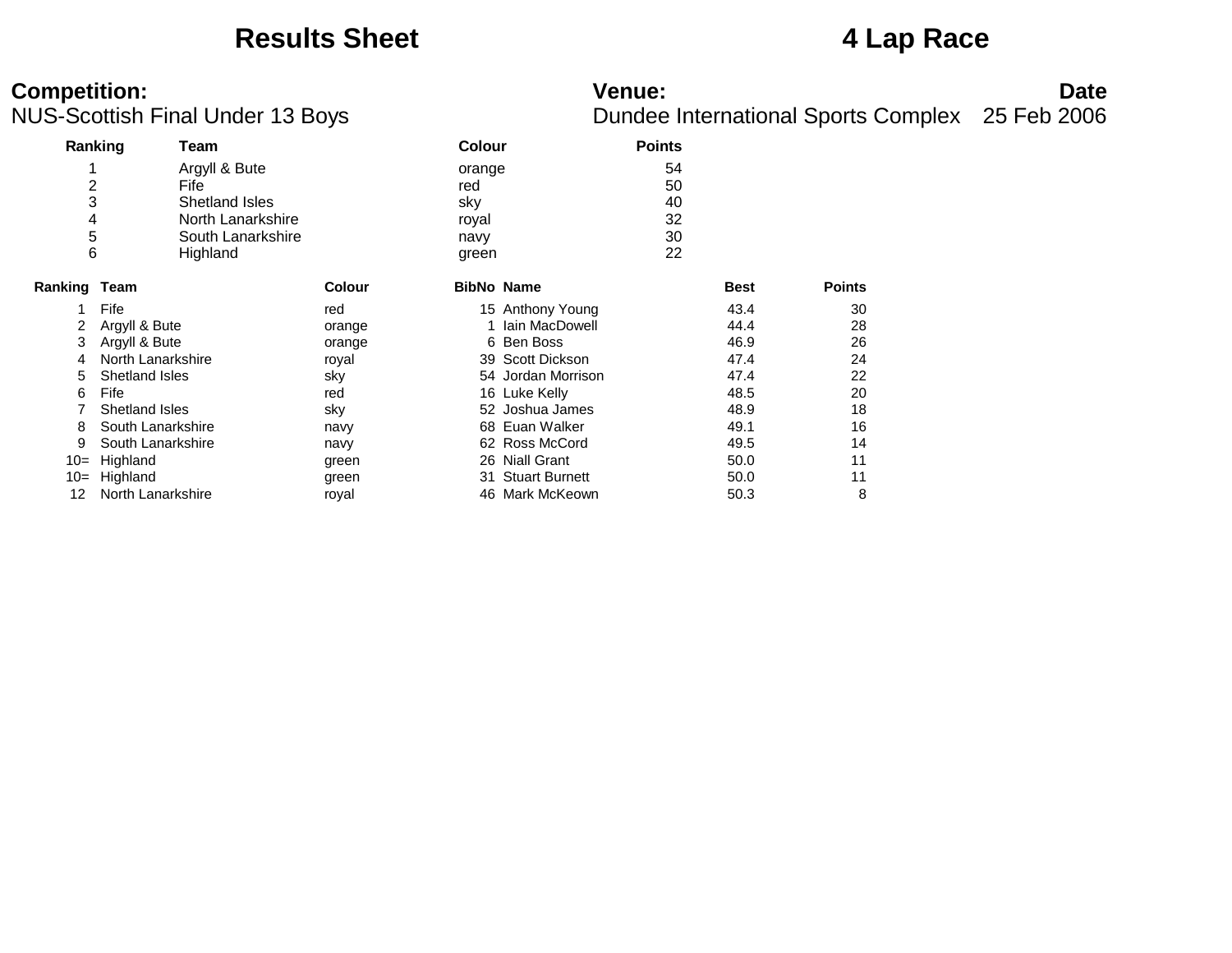# Results Sheet

# 4 Lap Race

**Competition:**
NUS-Scottish Final Under 13 Boys

**Venue:**
Dundee International Sports Complex

**Date**
25 Feb 2006

| Ranking | Team | Colour | Points |
|---|---|---|---|
| 1 | Argyll & Bute | orange | 54 |
| 2 | Fife | red | 50 |
| 3 | Shetland Isles | sky | 40 |
| 4 | North Lanarkshire | royal | 32 |
| 5 | South Lanarkshire | navy | 30 |
| 6 | Highland | green | 22 |

| Ranking | Team | Colour | BibNo | Name | Best | Points |
|---|---|---|---|---|---|---|
| 1 | Fife | red | 15 | Anthony Young | 43.4 | 30 |
| 2 | Argyll & Bute | orange | 1 | Iain MacDowell | 44.4 | 28 |
| 3 | Argyll & Bute | orange | 6 | Ben Boss | 46.9 | 26 |
| 4 | North Lanarkshire | royal | 39 | Scott Dickson | 47.4 | 24 |
| 5 | Shetland Isles | sky | 54 | Jordan Morrison | 47.4 | 22 |
| 6 | Fife | red | 16 | Luke Kelly | 48.5 | 20 |
| 7 | Shetland Isles | sky | 52 | Joshua James | 48.9 | 18 |
| 8 | South Lanarkshire | navy | 68 | Euan Walker | 49.1 | 16 |
| 9 | South Lanarkshire | navy | 62 | Ross McCord | 49.5 | 14 |
| 10= | Highland | green | 26 | Niall Grant | 50.0 | 11 |
| 10= | Highland | green | 31 | Stuart Burnett | 50.0 | 11 |
| 12 | North Lanarkshire | royal | 46 | Mark McKeown | 50.3 | 8 |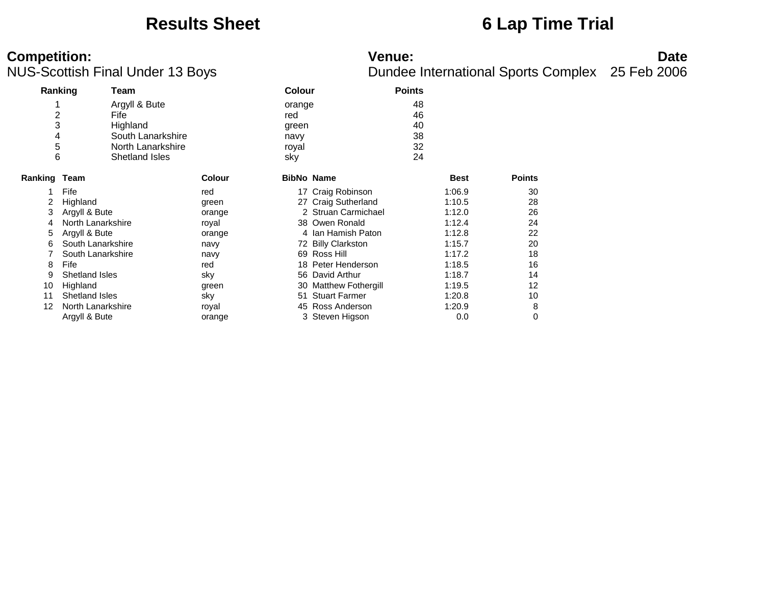# Results Sheet

# 6 Lap Time Trial

**Competition:**
NUS-Scottish Final Under 13 Boys

**Venue:**
Dundee International Sports Complex

**Date**
25 Feb 2006

| Ranking | Team | Colour | Points |
|---|---|---|---|
| 1 | Argyll & Bute | orange | 48 |
| 2 | Fife | red | 46 |
| 3 | Highland | green | 40 |
| 4 | South Lanarkshire | navy | 38 |
| 5 | North Lanarkshire | royal | 32 |
| 6 | Shetland Isles | sky | 24 |

| Ranking | Team | Colour | BibNo | Name | Best | Points |
|---|---|---|---|---|---|---|
| 1 | Fife | red | 17 | Craig Robinson | 1:06.9 | 30 |
| 2 | Highland | green | 27 | Craig Sutherland | 1:10.5 | 28 |
| 3 | Argyll & Bute | orange | 2 | Struan Carmichael | 1:12.0 | 26 |
| 4 | North Lanarkshire | royal | 38 | Owen Ronald | 1:12.4 | 24 |
| 5 | Argyll & Bute | orange | 4 | Ian Hamish Paton | 1:12.8 | 22 |
| 6 | South Lanarkshire | navy | 72 | Billy Clarkston | 1:15.7 | 20 |
| 7 | South Lanarkshire | navy | 69 | Ross Hill | 1:17.2 | 18 |
| 8 | Fife | red | 18 | Peter Henderson | 1:18.5 | 16 |
| 9 | Shetland Isles | sky | 56 | David Arthur | 1:18.7 | 14 |
| 10 | Highland | green | 30 | Matthew Fothergill | 1:19.5 | 12 |
| 11 | Shetland Isles | sky | 51 | Stuart Farmer | 1:20.8 | 10 |
| 12 | North Lanarkshire | royal | 45 | Ross Anderson | 1:20.9 | 8 |
| | Argyll & Bute | orange | 3 | Steven Higson | 0.0 | 0 |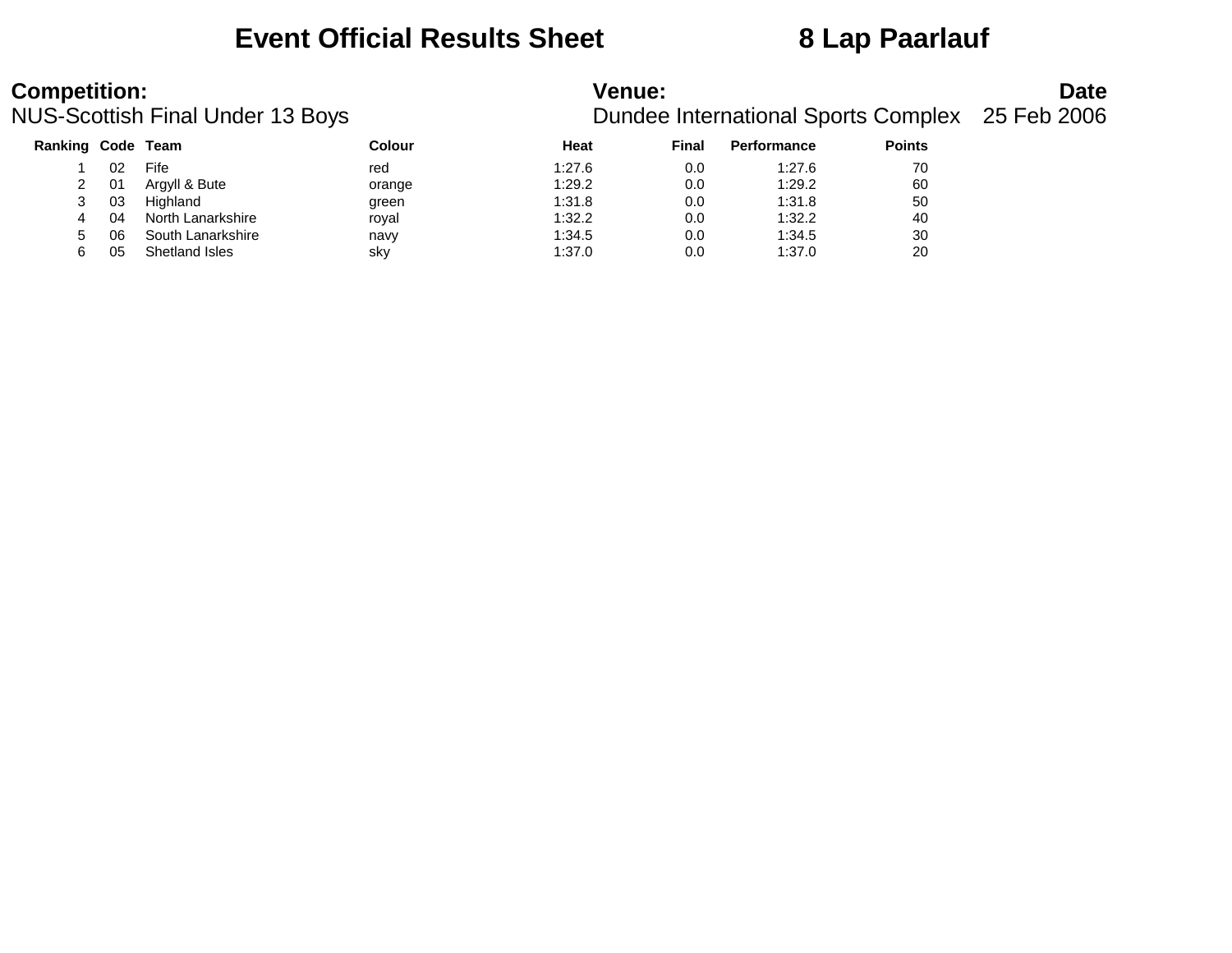# Event Official Results Sheet 8 Lap Paarlauf

**Competition:**
NUS-Scottish Final Under 13 Boys

**Venue:**
Dundee International Sports Complex

**Date**
25 Feb 2006

| Ranking | Code | Team | Colour | Heat | Final | Performance | Points |
|---|---|---|---|---|---|---|---|
| 1 | 02 | Fife | red | 1:27.6 | 0.0 | 1:27.6 | 70 |
| 2 | 01 | Argyll & Bute | orange | 1:29.2 | 0.0 | 1:29.2 | 60 |
| 3 | 03 | Highland | green | 1:31.8 | 0.0 | 1:31.8 | 50 |
| 4 | 04 | North Lanarkshire | royal | 1:32.2 | 0.0 | 1:32.2 | 40 |
| 5 | 06 | South Lanarkshire | navy | 1:34.5 | 0.0 | 1:34.5 | 30 |
| 6 | 05 | Shetland Isles | sky | 1:37.0 | 0.0 | 1:37.0 | 20 |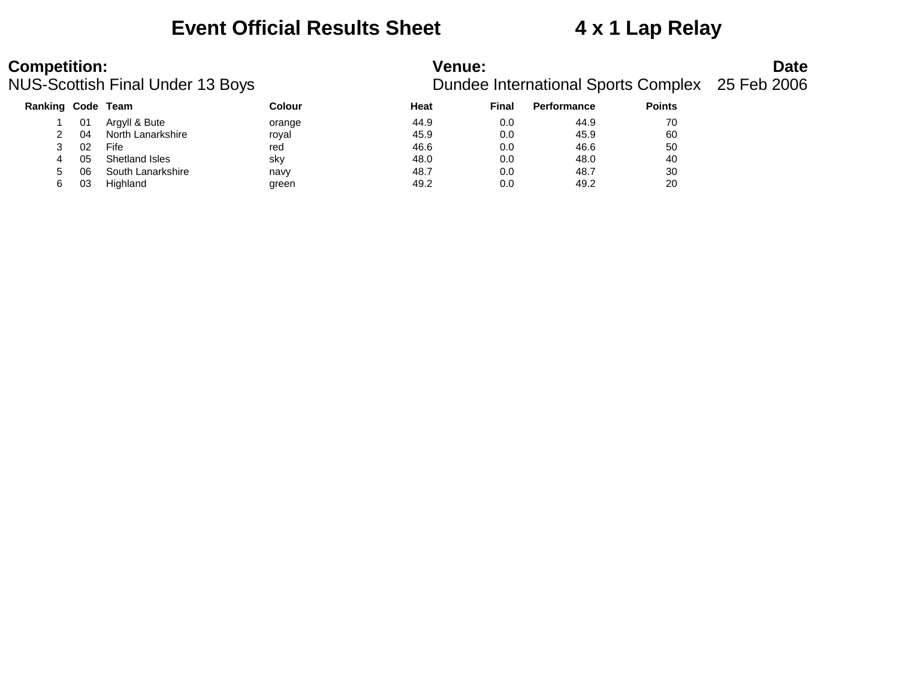# Event Official Results Sheet 4 x 1 Lap Relay

**Competition:** NUS-Scottish Final Under 13 Boys

**Venue:** Dundee International Sports Complex

**Date** 25 Feb 2006

| Ranking | Code | Team | Colour | Heat | Final | Performance | Points |
|---|---|---|---|---|---|---|---|
| 1 | 01 | Argyll & Bute | orange | 44.9 | 0.0 | 44.9 | 70 |
| 2 | 04 | North Lanarkshire | royal | 45.9 | 0.0 | 45.9 | 60 |
| 3 | 02 | Fife | red | 46.6 | 0.0 | 46.6 | 50 |
| 4 | 05 | Shetland Isles | sky | 48.0 | 0.0 | 48.0 | 40 |
| 5 | 06 | South Lanarkshire | navy | 48.7 | 0.0 | 48.7 | 30 |
| 6 | 03 | Highland | green | 49.2 | 0.0 | 49.2 | 20 |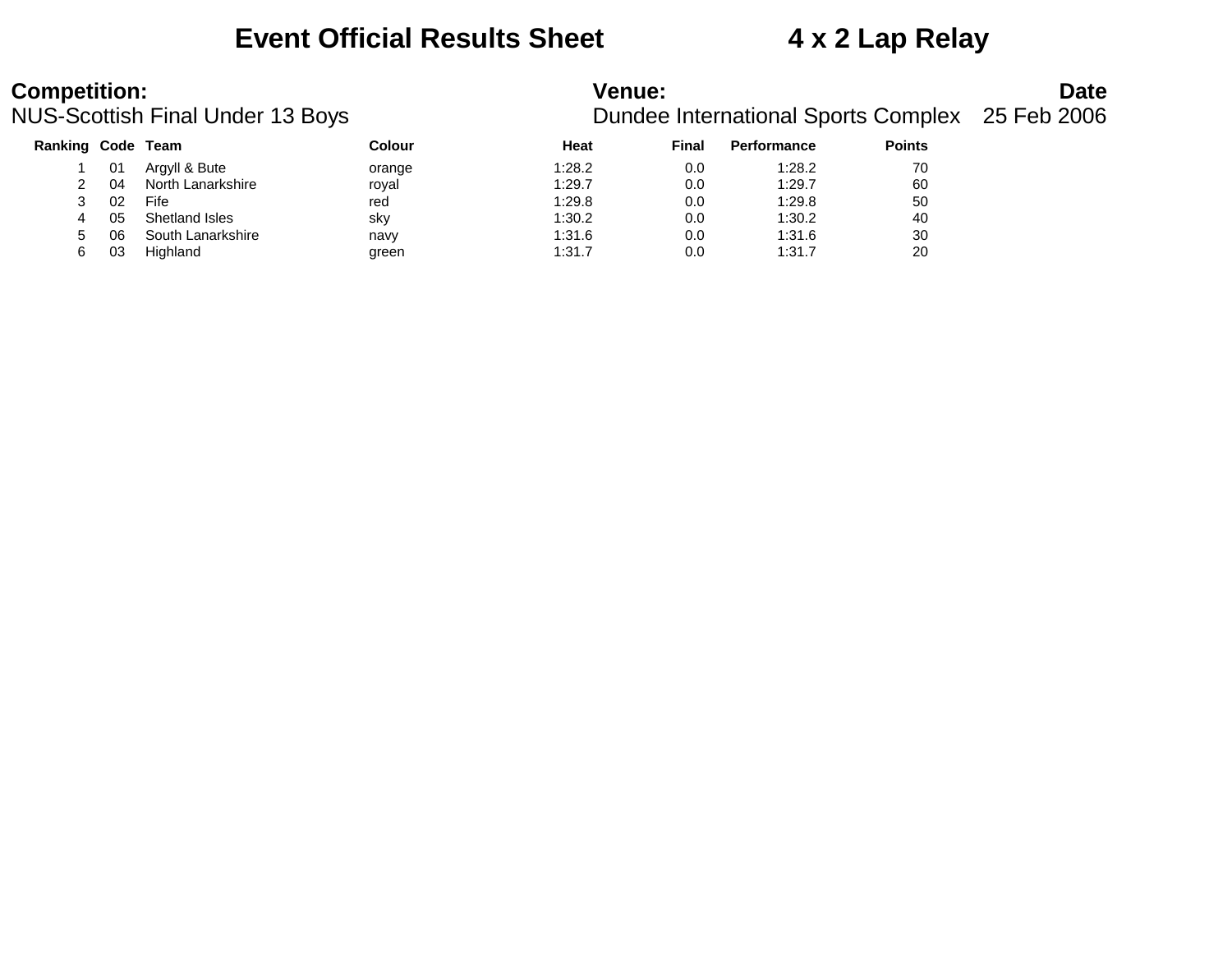# Event Official Results Sheet 4 x 2 Lap Relay

**Competition:** NUS-Scottish Final Under 13 Boys

**Venue:** Dundee International Sports Complex

**Date** 25 Feb 2006

| Ranking | Code | Team | Colour | Heat | Final | Performance | Points |
|---|---|---|---|---|---|---|---|
| 1 | 01 | Argyll & Bute | orange | 1:28.2 | 0.0 | 1:28.2 | 70 |
| 2 | 04 | North Lanarkshire | royal | 1:29.7 | 0.0 | 1:29.7 | 60 |
| 3 | 02 | Fife | red | 1:29.8 | 0.0 | 1:29.8 | 50 |
| 4 | 05 | Shetland Isles | sky | 1:30.2 | 0.0 | 1:30.2 | 40 |
| 5 | 06 | South Lanarkshire | navy | 1:31.6 | 0.0 | 1:31.6 | 30 |
| 6 | 03 | Highland | green | 1:31.7 | 0.0 | 1:31.7 | 20 |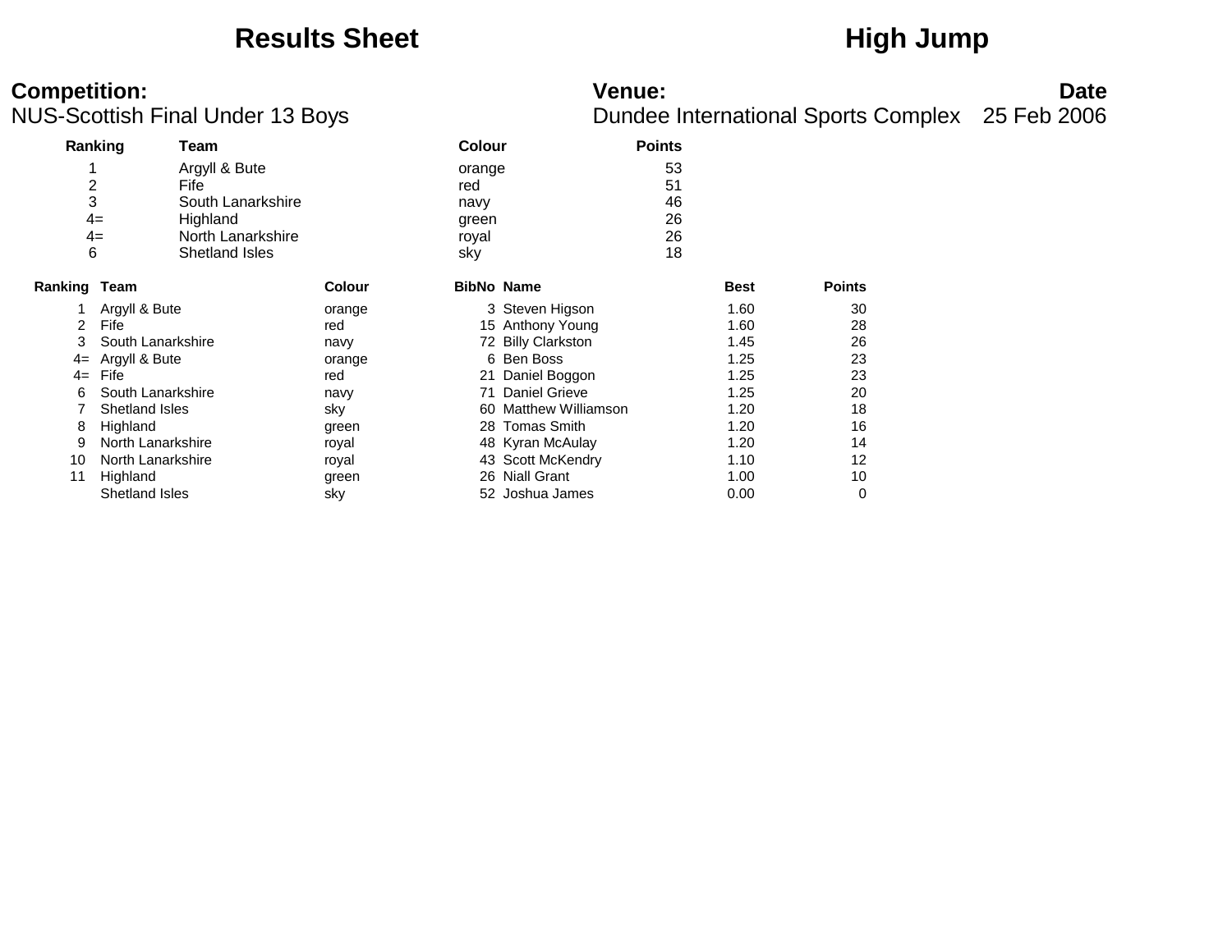# Results Sheet

# High Jump

**Competition:**
NUS-Scottish Final Under 13 Boys

**Venue:**
Dundee International Sports Complex

**Date**
25 Feb 2006

| Ranking | Team | Colour | Points |
|---|---|---|---|
| 1 | Argyll & Bute | orange | 53 |
| 2 | Fife | red | 51 |
| 3 | South Lanarkshire | navy | 46 |
| 4= | Highland | green | 26 |
| 4= | North Lanarkshire | royal | 26 |
| 6 | Shetland Isles | sky | 18 |

| Ranking | Team | Colour | BibNo | Name | Best | Points |
|---|---|---|---|---|---|---|
| 1 | Argyll & Bute | orange | 3 | Steven Higson | 1.60 | 30 |
| 2 | Fife | red | 15 | Anthony Young | 1.60 | 28 |
| 3 | South Lanarkshire | navy | 72 | Billy Clarkston | 1.45 | 26 |
| 4= | Argyll & Bute | orange | 6 | Ben Boss | 1.25 | 23 |
| 4= | Fife | red | 21 | Daniel Boggon | 1.25 | 23 |
| 6 | South Lanarkshire | navy | 71 | Daniel Grieve | 1.25 | 20 |
| 7 | Shetland Isles | sky | 60 | Matthew Williamson | 1.20 | 18 |
| 8 | Highland | green | 28 | Tomas Smith | 1.20 | 16 |
| 9 | North Lanarkshire | royal | 48 | Kyran McAulay | 1.20 | 14 |
| 10 | North Lanarkshire | royal | 43 | Scott McKendry | 1.10 | 12 |
| 11 | Highland | green | 26 | Niall Grant | 1.00 | 10 |
| | Shetland Isles | sky | 52 | Joshua James | 0.00 | 0 |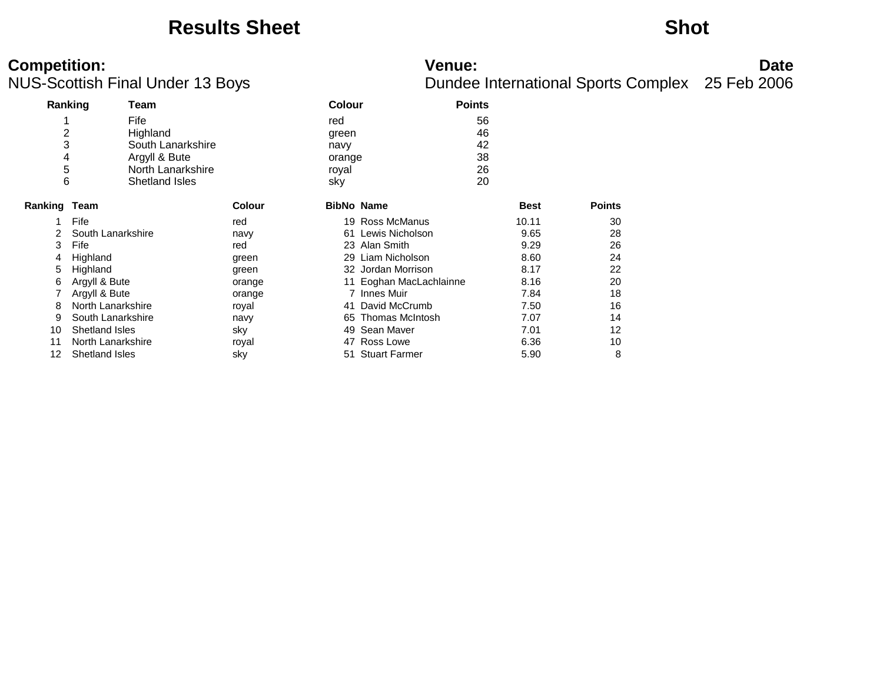# Results Sheet

# Shot

**Competition:**
NUS-Scottish Final Under 13 Boys

**Venue:**
Dundee International Sports Complex

**Date**
25 Feb 2006

| Ranking | Team | Colour | Points |
|---|---|---|---|
| 1 | Fife | red | 56 |
| 2 | Highland | green | 46 |
| 3 | South Lanarkshire | navy | 42 |
| 4 | Argyll & Bute | orange | 38 |
| 5 | North Lanarkshire | royal | 26 |
| 6 | Shetland Isles | sky | 20 |

| Ranking | Team | Colour | BibNo | Name | Best | Points |
|---|---|---|---|---|---|---|
| 1 | Fife | red | 19 | Ross McManus | 10.11 | 30 |
| 2 | South Lanarkshire | navy | 61 | Lewis Nicholson | 9.65 | 28 |
| 3 | Fife | red | 23 | Alan Smith | 9.29 | 26 |
| 4 | Highland | green | 29 | Liam Nicholson | 8.60 | 24 |
| 5 | Highland | green | 32 | Jordan Morrison | 8.17 | 22 |
| 6 | Argyll & Bute | orange | 11 | Eoghan MacLachlainne | 8.16 | 20 |
| 7 | Argyll & Bute | orange | 7 | Innes Muir | 7.84 | 18 |
| 8 | North Lanarkshire | royal | 41 | David McCrumb | 7.50 | 16 |
| 9 | South Lanarkshire | navy | 65 | Thomas McIntosh | 7.07 | 14 |
| 10 | Shetland Isles | sky | 49 | Sean Maver | 7.01 | 12 |
| 11 | North Lanarkshire | royal | 47 | Ross Lowe | 6.36 | 10 |
| 12 | Shetland Isles | sky | 51 | Stuart Farmer | 5.90 | 8 |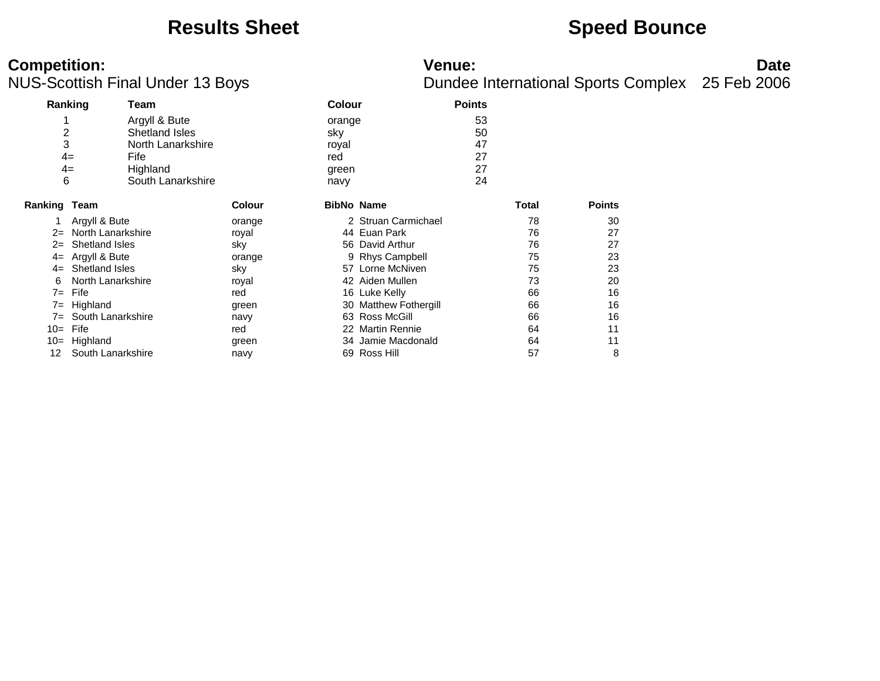# Results Sheet

# Speed Bounce

**Competition:**
NUS-Scottish Final Under 13 Boys

**Venue:**
Dundee International Sports Complex

**Date**
25 Feb 2006

| Ranking | Team | Colour | Points |
|---|---|---|---|
| 1 | Argyll & Bute | orange | 53 |
| 2 | Shetland Isles | sky | 50 |
| 3 | North Lanarkshire | royal | 47 |
| 4= | Fife | red | 27 |
| 4= | Highland | green | 27 |
| 6 | South Lanarkshire | navy | 24 |

| Ranking | Team | Colour | BibNo | Name | Total | Points |
|---|---|---|---|---|---|---|
| 1 | Argyll & Bute | orange | 2 | Struan Carmichael | 78 | 30 |
| 2= | North Lanarkshire | royal | 44 | Euan Park | 76 | 27 |
| 2= | Shetland Isles | sky | 56 | David Arthur | 76 | 27 |
| 4= | Argyll & Bute | orange | 9 | Rhys Campbell | 75 | 23 |
| 4= | Shetland Isles | sky | 57 | Lorne McNiven | 75 | 23 |
| 6 | North Lanarkshire | royal | 42 | Aiden Mullen | 73 | 20 |
| 7= | Fife | red | 16 | Luke Kelly | 66 | 16 |
| 7= | Highland | green | 30 | Matthew Fothergill | 66 | 16 |
| 7= | South Lanarkshire | navy | 63 | Ross McGill | 66 | 16 |
| 10= | Fife | red | 22 | Martin Rennie | 64 | 11 |
| 10= | Highland | green | 34 | Jamie Macdonald | 64 | 11 |
| 12 | South Lanarkshire | navy | 69 | Ross Hill | 57 | 8 |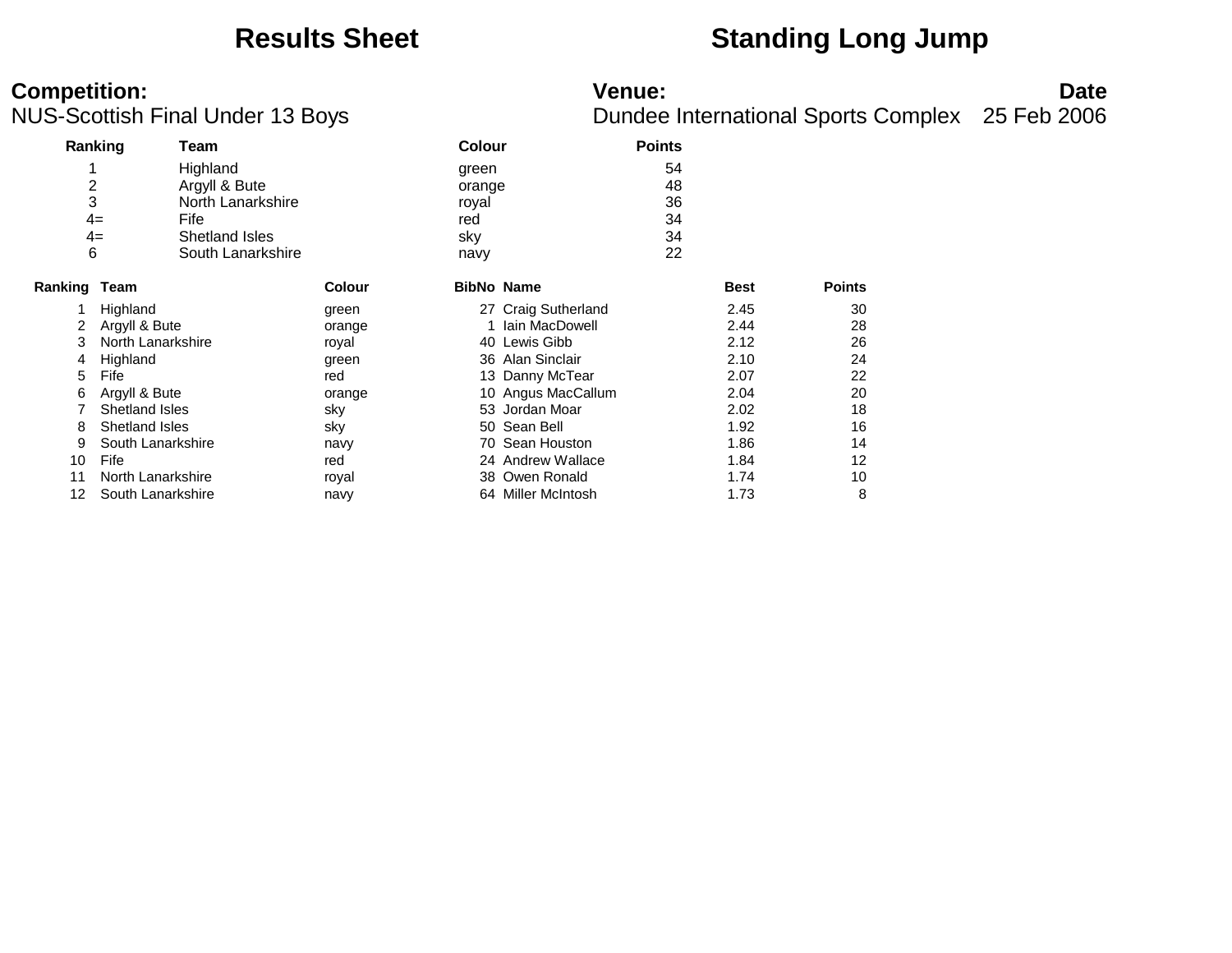# Results Sheet

# Standing Long Jump

**Competition:**
NUS-Scottish Final Under 13 Boys

**Venue:**
Dundee International Sports Complex

**Date**
25 Feb 2006

| Ranking | Team | Colour | Points |
|---|---|---|---|
| 1 | Highland | green | 54 |
| 2 | Argyll & Bute | orange | 48 |
| 3 | North Lanarkshire | royal | 36 |
| 4= | Fife | red | 34 |
| 4= | Shetland Isles | sky | 34 |
| 6 | South Lanarkshire | navy | 22 |

| Ranking | Team | Colour | BibNo | Name | Best | Points |
|---|---|---|---|---|---|---|
| 1 | Highland | green | 27 | Craig Sutherland | 2.45 | 30 |
| 2 | Argyll & Bute | orange | 1 | Iain MacDowell | 2.44 | 28 |
| 3 | North Lanarkshire | royal | 40 | Lewis Gibb | 2.12 | 26 |
| 4 | Highland | green | 36 | Alan Sinclair | 2.10 | 24 |
| 5 | Fife | red | 13 | Danny McTear | 2.07 | 22 |
| 6 | Argyll & Bute | orange | 10 | Angus MacCallum | 2.04 | 20 |
| 7 | Shetland Isles | sky | 53 | Jordan Moar | 2.02 | 18 |
| 8 | Shetland Isles | sky | 50 | Sean Bell | 1.92 | 16 |
| 9 | South Lanarkshire | navy | 70 | Sean Houston | 1.86 | 14 |
| 10 | Fife | red | 24 | Andrew Wallace | 1.84 | 12 |
| 11 | North Lanarkshire | royal | 38 | Owen Ronald | 1.74 | 10 |
| 12 | South Lanarkshire | navy | 64 | Miller McIntosh | 1.73 | 8 |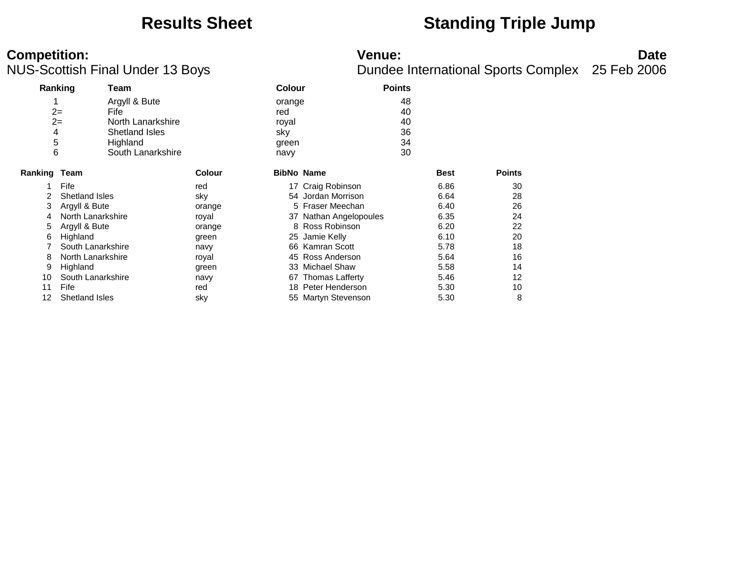# Results Sheet — Standing Triple Jump

**Competition:**
NUS-Scottish Final Under 13 Boys

**Venue:**
Dundee International Sports Complex

**Date**
25 Feb 2006

| Ranking | Team | Colour | Points |
|---|---|---|---|
| 1 | Argyll & Bute | orange | 48 |
| 2= | Fife | red | 40 |
| 2= | North Lanarkshire | royal | 40 |
| 4 | Shetland Isles | sky | 36 |
| 5 | Highland | green | 34 |
| 6 | South Lanarkshire | navy | 30 |

| Ranking | Team | Colour | BibNo | Name | Best | Points |
|---|---|---|---|---|---|---|
| 1 | Fife | red | 17 | Craig Robinson | 6.86 | 30 |
| 2 | Shetland Isles | sky | 54 | Jordan Morrison | 6.64 | 28 |
| 3 | Argyll & Bute | orange | 5 | Fraser Meechan | 6.40 | 26 |
| 4 | North Lanarkshire | royal | 37 | Nathan Angelopoules | 6.35 | 24 |
| 5 | Argyll & Bute | orange | 8 | Ross Robinson | 6.20 | 22 |
| 6 | Highland | green | 25 | Jamie Kelly | 6.10 | 20 |
| 7 | South Lanarkshire | navy | 66 | Kamran Scott | 5.78 | 18 |
| 8 | North Lanarkshire | royal | 45 | Ross Anderson | 5.64 | 16 |
| 9 | Highland | green | 33 | Michael Shaw | 5.58 | 14 |
| 10 | South Lanarkshire | navy | 67 | Thomas Lafferty | 5.46 | 12 |
| 11 | Fife | red | 18 | Peter Henderson | 5.30 | 10 |
| 12 | Shetland Isles | sky | 55 | Martyn Stevenson | 5.30 | 8 |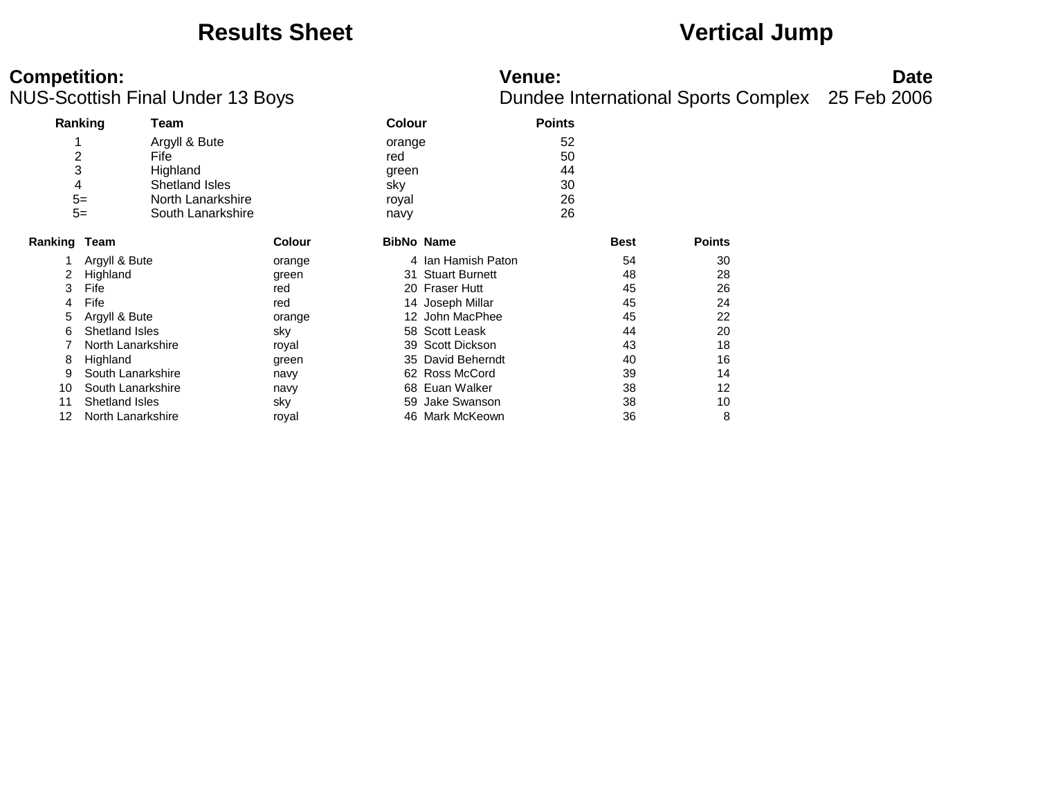# Results Sheet

# Vertical Jump

**Competition:**
NUS-Scottish Final Under 13 Boys

**Venue:**
Dundee International Sports Complex

**Date**
25 Feb 2006

| Ranking | Team | Colour | Points |
|---|---|---|---|
| 1 | Argyll & Bute | orange | 52 |
| 2 | Fife | red | 50 |
| 3 | Highland | green | 44 |
| 4 | Shetland Isles | sky | 30 |
| 5= | North Lanarkshire | royal | 26 |
| 5= | South Lanarkshire | navy | 26 |

| Ranking | Team | Colour | BibNo | Name | Best | Points |
|---|---|---|---|---|---|---|
| 1 | Argyll & Bute | orange | 4 | Ian Hamish Paton | 54 | 30 |
| 2 | Highland | green | 31 | Stuart Burnett | 48 | 28 |
| 3 | Fife | red | 20 | Fraser Hutt | 45 | 26 |
| 4 | Fife | red | 14 | Joseph Millar | 45 | 24 |
| 5 | Argyll & Bute | orange | 12 | John MacPhee | 45 | 22 |
| 6 | Shetland Isles | sky | 58 | Scott Leask | 44 | 20 |
| 7 | North Lanarkshire | royal | 39 | Scott Dickson | 43 | 18 |
| 8 | Highland | green | 35 | David Beherndt | 40 | 16 |
| 9 | South Lanarkshire | navy | 62 | Ross McCord | 39 | 14 |
| 10 | South Lanarkshire | navy | 68 | Euan Walker | 38 | 12 |
| 11 | Shetland Isles | sky | 59 | Jake Swanson | 38 | 10 |
| 12 | North Lanarkshire | royal | 46 | Mark McKeown | 36 | 8 |